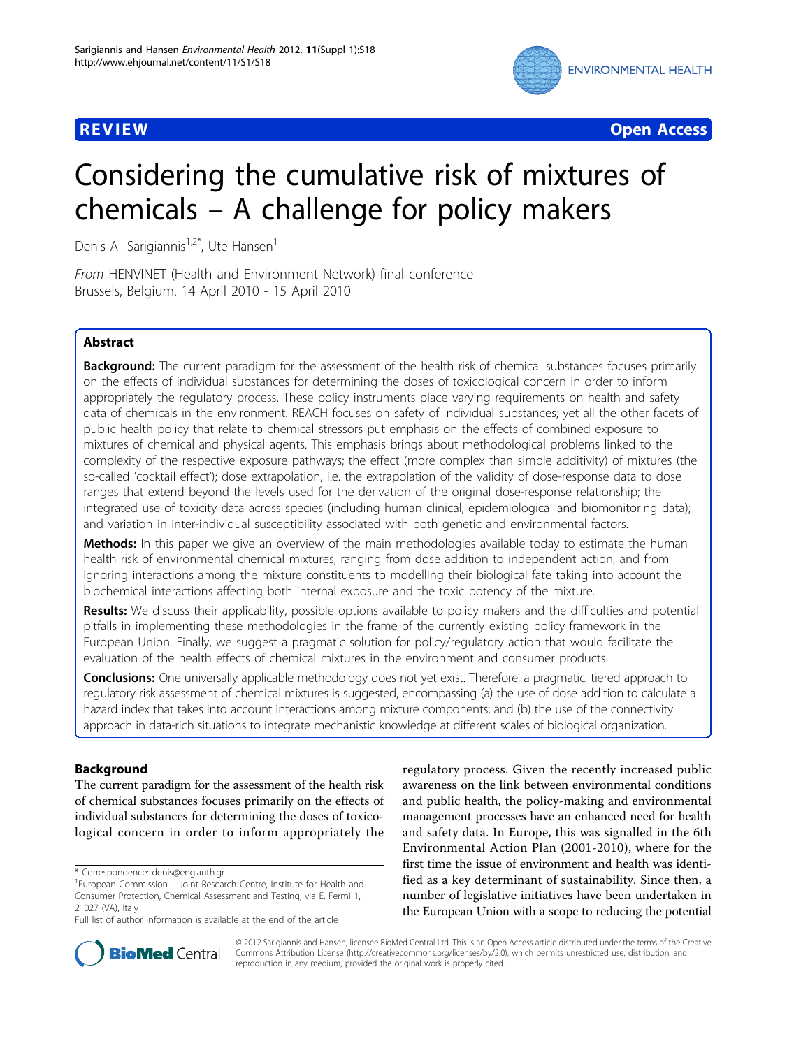**REVIEW** **Open Access**

# Considering the cumulative risk of mixtures of chemicals – A challenge for policy makers

Denis A Sarigiannis[1,2*], Ute Hansen[1]

*From* HENVINET (Health and Environment Network) final conference
Brussels, Belgium. 14 April 2010 - 15 April 2010

## Abstract

**Background:** The current paradigm for the assessment of the health risk of chemical substances focuses primarily on the effects of individual substances for determining the doses of toxicological concern in order to inform appropriately the regulatory process. These policy instruments place varying requirements on health and safety data of chemicals in the environment. REACH focuses on safety of individual substances; yet all the other facets of public health policy that relate to chemical stressors put emphasis on the effects of combined exposure to mixtures of chemical and physical agents. This emphasis brings about methodological problems linked to the complexity of the respective exposure pathways; the effect (more complex than simple additivity) of mixtures (the so-called 'cocktail effect'); dose extrapolation, i.e. the extrapolation of the validity of dose-response data to dose ranges that extend beyond the levels used for the derivation of the original dose-response relationship; the integrated use of toxicity data across species (including human clinical, epidemiological and biomonitoring data); and variation in inter-individual susceptibility associated with both genetic and environmental factors.

**Methods:** In this paper we give an overview of the main methodologies available today to estimate the human health risk of environmental chemical mixtures, ranging from dose addition to independent action, and from ignoring interactions among the mixture constituents to modelling their biological fate taking into account the biochemical interactions affecting both internal exposure and the toxic potency of the mixture.

**Results:** We discuss their applicability, possible options available to policy makers and the difficulties and potential pitfalls in implementing these methodologies in the frame of the currently existing policy framework in the European Union. Finally, we suggest a pragmatic solution for policy/regulatory action that would facilitate the evaluation of the health effects of chemical mixtures in the environment and consumer products.

**Conclusions:** One universally applicable methodology does not yet exist. Therefore, a pragmatic, tiered approach to regulatory risk assessment of chemical mixtures is suggested, encompassing (a) the use of dose addition to calculate a hazard index that takes into account interactions among mixture components; and (b) the use of the connectivity approach in data-rich situations to integrate mechanistic knowledge at different scales of biological organization.

## Background

The current paradigm for the assessment of the health risk of chemical substances focuses primarily on the effects of individual substances for determining the doses of toxicological concern in order to inform appropriately the regulatory process. Given the recently increased public awareness on the link between environmental conditions and public health, the policy-making and environmental management processes have an enhanced need for health and safety data. In Europe, this was signalled in the 6th Environmental Action Plan (2001-2010), where for the first time the issue of environment and health was identified as a key determinant of sustainability. Since then, a number of legislative initiatives have been undertaken in the European Union with a scope to reducing the potential

\* Correspondence: denis@eng.auth.gr
[1]European Commission – Joint Research Centre, Institute for Health and Consumer Protection, Chemical Assessment and Testing, via E. Fermi 1, 21027 (VA), Italy
Full list of author information is available at the end of the article

© 2012 Sarigiannis and Hansen; licensee BioMed Central Ltd. This is an Open Access article distributed under the terms of the Creative Commons Attribution License (http://creativecommons.org/licenses/by/2.0), which permits unrestricted use, distribution, and reproduction in any medium, provided the original work is properly cited.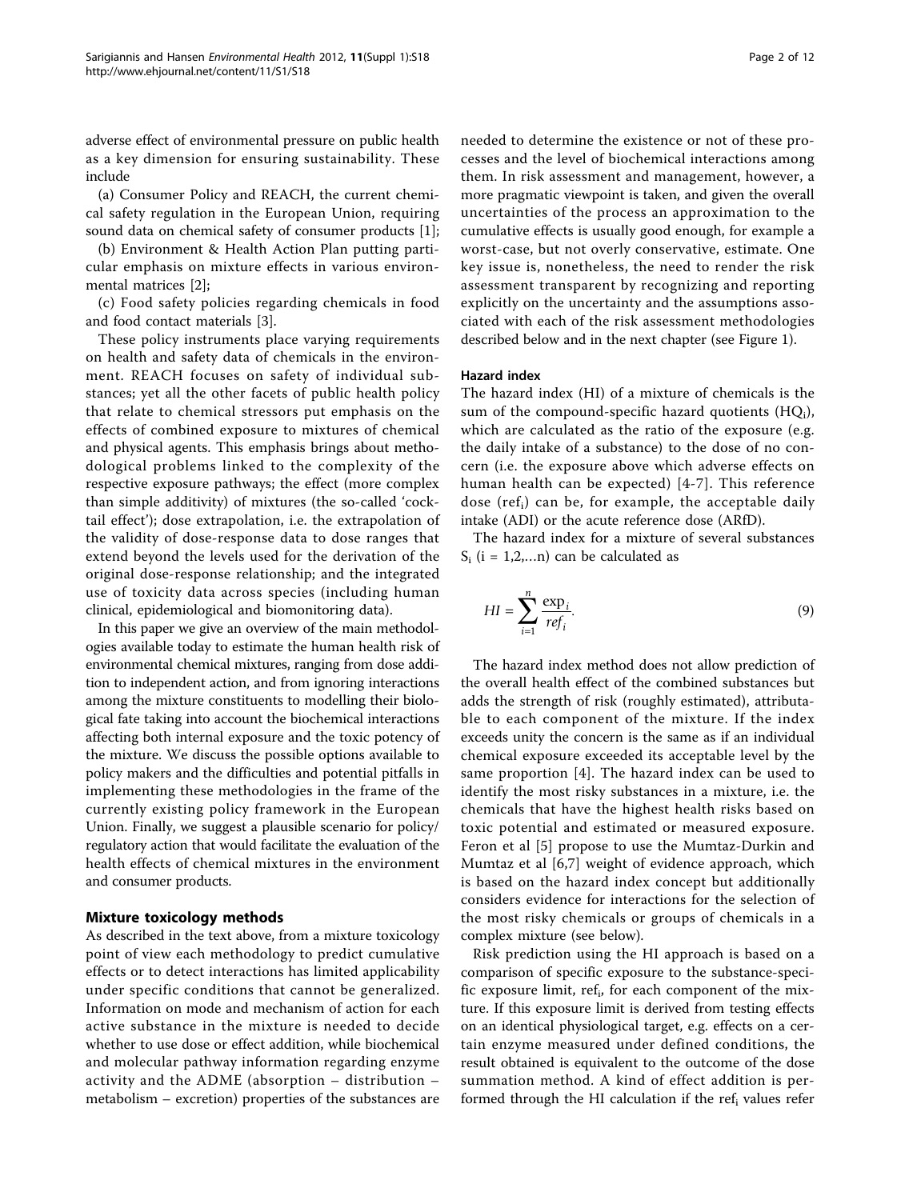adverse effect of environmental pressure on public health as a key dimension for ensuring sustainability. These include

(a) Consumer Policy and REACH, the current chemical safety regulation in the European Union, requiring sound data on chemical safety of consumer products [1];

(b) Environment & Health Action Plan putting particular emphasis on mixture effects in various environmental matrices [2];

(c) Food safety policies regarding chemicals in food and food contact materials [3].

These policy instruments place varying requirements on health and safety data of chemicals in the environment. REACH focuses on safety of individual substances; yet all the other facets of public health policy that relate to chemical stressors put emphasis on the effects of combined exposure to mixtures of chemical and physical agents. This emphasis brings about methodological problems linked to the complexity of the respective exposure pathways; the effect (more complex than simple additivity) of mixtures (the so-called 'cocktail effect'); dose extrapolation, i.e. the extrapolation of the validity of dose-response data to dose ranges that extend beyond the levels used for the derivation of the original dose-response relationship; and the integrated use of toxicity data across species (including human clinical, epidemiological and biomonitoring data).

In this paper we give an overview of the main methodologies available today to estimate the human health risk of environmental chemical mixtures, ranging from dose addition to independent action, and from ignoring interactions among the mixture constituents to modelling their biological fate taking into account the biochemical interactions affecting both internal exposure and the toxic potency of the mixture. We discuss the possible options available to policy makers and the difficulties and potential pitfalls in implementing these methodologies in the frame of the currently existing policy framework in the European Union. Finally, we suggest a plausible scenario for policy/regulatory action that would facilitate the evaluation of the health effects of chemical mixtures in the environment and consumer products.

## Mixture toxicology methods

As described in the text above, from a mixture toxicology point of view each methodology to predict cumulative effects or to detect interactions has limited applicability under specific conditions that cannot be generalized. Information on mode and mechanism of action for each active substance in the mixture is needed to decide whether to use dose or effect addition, while biochemical and molecular pathway information regarding enzyme activity and the ADME (absorption – distribution – metabolism – excretion) properties of the substances are needed to determine the existence or not of these processes and the level of biochemical interactions among them. In risk assessment and management, however, a more pragmatic viewpoint is taken, and given the overall uncertainties of the process an approximation to the cumulative effects is usually good enough, for example a worst-case, but not overly conservative, estimate. One key issue is, nonetheless, the need to render the risk assessment transparent by recognizing and reporting explicitly on the uncertainty and the assumptions associated with each of the risk assessment methodologies described below and in the next chapter (see Figure 1).

### Hazard index

The hazard index (HI) of a mixture of chemicals is the sum of the compound-specific hazard quotients ($HQ_i$), which are calculated as the ratio of the exposure (e.g. the daily intake of a substance) to the dose of no concern (i.e. the exposure above which adverse effects on human health can be expected) [4-7]. This reference dose ($ref_i$) can be, for example, the acceptable daily intake (ADI) or the acute reference dose (ARfD).

The hazard index for a mixture of several substances $S_i$ (i = 1,2,...n) can be calculated as

$$HI = \sum_{i=1}^{n} \frac{\exp_i}{ref_i}. \tag{9}$$

The hazard index method does not allow prediction of the overall health effect of the combined substances but adds the strength of risk (roughly estimated), attributable to each component of the mixture. If the index exceeds unity the concern is the same as if an individual chemical exposure exceeded its acceptable level by the same proportion [4]. The hazard index can be used to identify the most risky substances in a mixture, i.e. the chemicals that have the highest health risks based on toxic potential and estimated or measured exposure. Feron et al [5] propose to use the Mumtaz-Durkin and Mumtaz et al [6,7] weight of evidence approach, which is based on the hazard index concept but additionally considers evidence for interactions for the selection of the most risky chemicals or groups of chemicals in a complex mixture (see below).

Risk prediction using the HI approach is based on a comparison of specific exposure to the substance-specific exposure limit, $ref_i$, for each component of the mixture. If this exposure limit is derived from testing effects on an identical physiological target, e.g. effects on a certain enzyme measured under defined conditions, the result obtained is equivalent to the outcome of the dose summation method. A kind of effect addition is performed through the HI calculation if the $ref_i$ values refer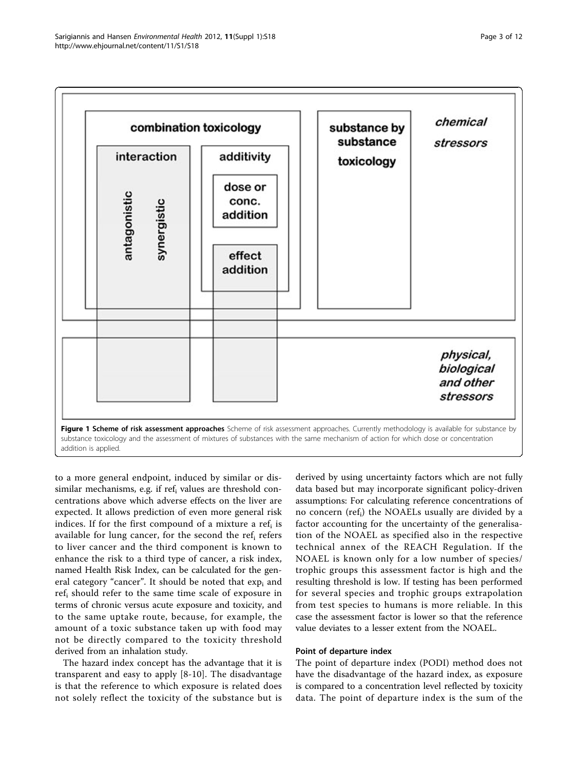**Figure 1 Scheme of risk assessment approaches** Scheme of risk assessment approaches. Currently methodology is available for substance by substance toxicology and the assessment of mixtures of substances with the same mechanism of action for which dose or concentration addition is applied.

to a more general endpoint, induced by similar or dissimilar mechanisms, e.g. if $ref_i$ values are threshold concentrations above which adverse effects on the liver are expected. It allows prediction of even more general risk indices. If for the first compound of a mixture a $ref_i$ is available for lung cancer, for the second the $ref_i$ refers to liver cancer and the third component is known to enhance the risk to a third type of cancer, a risk index, named Health Risk Index, can be calculated for the general category "cancer". It should be noted that $exp_i$ and $ref_i$ should refer to the same time scale of exposure in terms of chronic versus acute exposure and toxicity, and to the same uptake route, because, for example, the amount of a toxic substance taken up with food may not be directly compared to the toxicity threshold derived from an inhalation study.

The hazard index concept has the advantage that it is transparent and easy to apply [8-10]. The disadvantage is that the reference to which exposure is related does not solely reflect the toxicity of the substance but is derived by using uncertainty factors which are not fully data based but may incorporate significant policy-driven assumptions: For calculating reference concentrations of no concern ($ref_i$) the NOAELs usually are divided by a factor accounting for the uncertainty of the generalisation of the NOAEL as specified also in the respective technical annex of the REACH Regulation. If the NOAEL is known only for a low number of species/trophic groups this assessment factor is high and the resulting threshold is low. If testing has been performed for several species and trophic groups extrapolation from test species to humans is more reliable. In this case the assessment factor is lower so that the reference value deviates to a lesser extent from the NOAEL.

### Point of departure index

The point of departure index (PODI) method does not have the disadvantage of the hazard index, as exposure is compared to a concentration level reflected by toxicity data. The point of departure index is the sum of the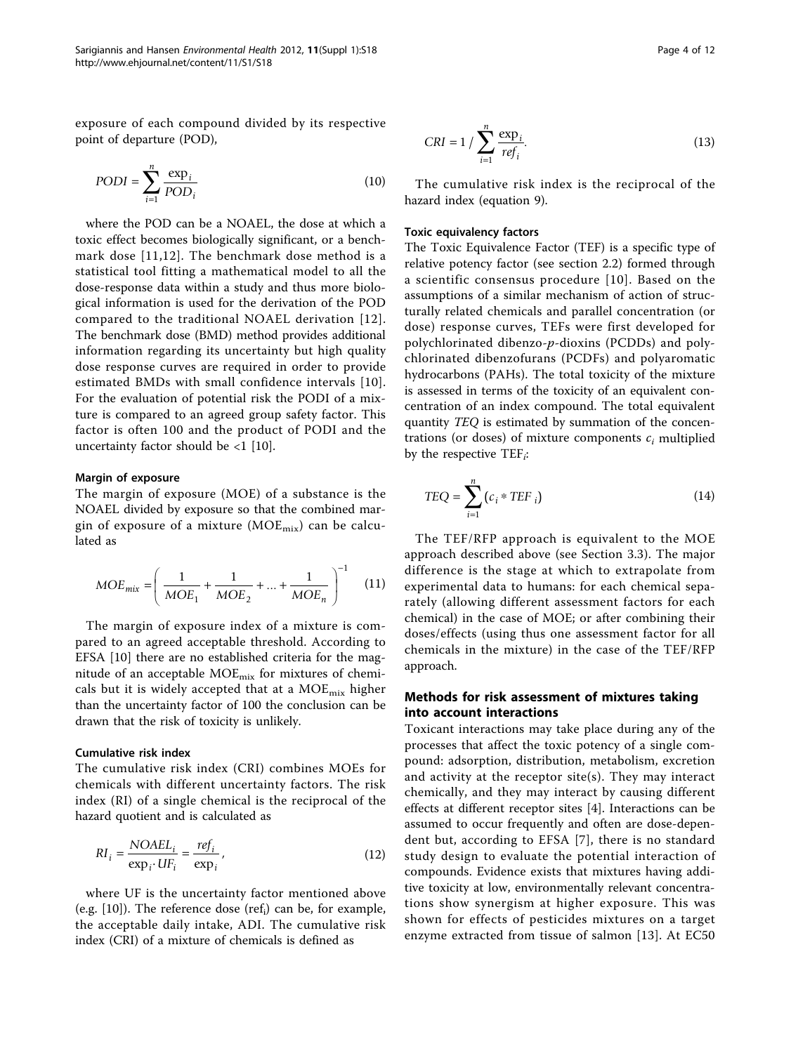exposure of each compound divided by its respective point of departure (POD),

$$PODI = \sum_{i=1}^{n} \frac{\exp_i}{POD_i} \tag{10}$$

where the POD can be a NOAEL, the dose at which a toxic effect becomes biologically significant, or a benchmark dose [11,12]. The benchmark dose method is a statistical tool fitting a mathematical model to all the dose-response data within a study and thus more biological information is used for the derivation of the POD compared to the traditional NOAEL derivation [12]. The benchmark dose (BMD) method provides additional information regarding its uncertainty but high quality dose response curves are required in order to provide estimated BMDs with small confidence intervals [10]. For the evaluation of potential risk the PODI of a mixture is compared to an agreed group safety factor. This factor is often 100 and the product of PODI and the uncertainty factor should be <1 [10].

#### Margin of exposure

The margin of exposure (MOE) of a substance is the NOAEL divided by exposure so that the combined margin of exposure of a mixture ($MOE_{mix}$) can be calculated as

$$MOE_{mix} = \left( \frac{1}{MOE_1} + \frac{1}{MOE_2} + \ldots + \frac{1}{MOE_n} \right)^{-1} \tag{11}$$

The margin of exposure index of a mixture is compared to an agreed acceptable threshold. According to EFSA [10] there are no established criteria for the magnitude of an acceptable $MOE_{mix}$ for mixtures of chemicals but it is widely accepted that at a $MOE_{mix}$ higher than the uncertainty factor of 100 the conclusion can be drawn that the risk of toxicity is unlikely.

#### Cumulative risk index

The cumulative risk index (CRI) combines MOEs for chemicals with different uncertainty factors. The risk index (RI) of a single chemical is the reciprocal of the hazard quotient and is calculated as

$$RI_i = \frac{NOAEL_i}{\exp_i \cdot UF_i} = \frac{ref_i}{\exp_i}, \tag{12}$$

where UF is the uncertainty factor mentioned above (e.g. [10]). The reference dose ($ref_i$) can be, for example, the acceptable daily intake, ADI. The cumulative risk index (CRI) of a mixture of chemicals is defined as

$$CRI = 1 / \sum_{i=1}^{n} \frac{\exp_i}{ref_i}. \tag{13}$$

The cumulative risk index is the reciprocal of the hazard index (equation 9).

#### Toxic equivalency factors

The Toxic Equivalence Factor (TEF) is a specific type of relative potency factor (see section 2.2) formed through a scientific consensus procedure [10]. Based on the assumptions of a similar mechanism of action of structurally related chemicals and parallel concentration (or dose) response curves, TEFs were first developed for polychlorinated dibenzo-*p*-dioxins (PCDDs) and polychlorinated dibenzofurans (PCDFs) and polyaromatic hydrocarbons (PAHs). The total toxicity of the mixture is assessed in terms of the toxicity of an equivalent concentration of an index compound. The total equivalent quantity *TEQ* is estimated by summation of the concentrations (or doses) of mixture components $c_i$ multiplied by the respective $TEF_i$:

$$TEQ = \sum_{i=1}^{n} (c_i * TEF_i) \tag{14}$$

The TEF/RFP approach is equivalent to the MOE approach described above (see Section 3.3). The major difference is the stage at which to extrapolate from experimental data to humans: for each chemical separately (allowing different assessment factors for each chemical) in the case of MOE; or after combining their doses/effects (using thus one assessment factor for all chemicals in the mixture) in the case of the TEF/RFP approach.

### Methods for risk assessment of mixtures taking into account interactions

Toxicant interactions may take place during any of the processes that affect the toxic potency of a single compound: adsorption, distribution, metabolism, excretion and activity at the receptor site(s). They may interact chemically, and they may interact by causing different effects at different receptor sites [4]. Interactions can be assumed to occur frequently and often are dose-dependent but, according to EFSA [7], there is no standard study design to evaluate the potential interaction of compounds. Evidence exists that mixtures having additive toxicity at low, environmentally relevant concentrations show synergism at higher exposure. This was shown for effects of pesticides mixtures on a target enzyme extracted from tissue of salmon [13]. At EC50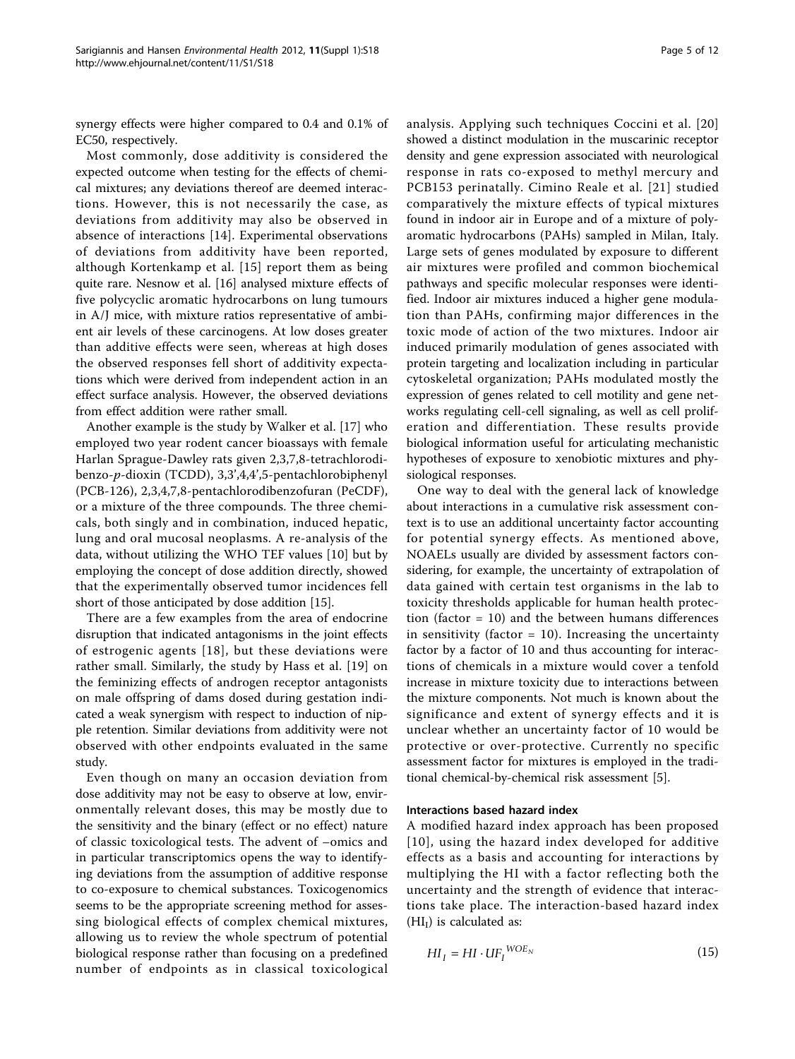synergy effects were higher compared to 0.4 and 0.1% of EC50, respectively.

Most commonly, dose additivity is considered the expected outcome when testing for the effects of chemical mixtures; any deviations thereof are deemed interactions. However, this is not necessarily the case, as deviations from additivity may also be observed in absence of interactions [14]. Experimental observations of deviations from additivity have been reported, although Kortenkamp et al. [15] report them as being quite rare. Nesnow et al. [16] analysed mixture effects of five polycyclic aromatic hydrocarbons on lung tumours in A/J mice, with mixture ratios representative of ambient air levels of these carcinogens. At low doses greater than additive effects were seen, whereas at high doses the observed responses fell short of additivity expectations which were derived from independent action in an effect surface analysis. However, the observed deviations from effect addition were rather small.

Another example is the study by Walker et al. [17] who employed two year rodent cancer bioassays with female Harlan Sprague-Dawley rats given 2,3,7,8-tetrachlorodibenzo-*p*-dioxin (TCDD), 3,3',4,4',5-pentachlorobiphenyl (PCB-126), 2,3,4,7,8-pentachlorodibenzofuran (PeCDF), or a mixture of the three compounds. The three chemicals, both singly and in combination, induced hepatic, lung and oral mucosal neoplasms. A re-analysis of the data, without utilizing the WHO TEF values [10] but by employing the concept of dose addition directly, showed that the experimentally observed tumor incidences fell short of those anticipated by dose addition [15].

There are a few examples from the area of endocrine disruption that indicated antagonisms in the joint effects of estrogenic agents [18], but these deviations were rather small. Similarly, the study by Hass et al. [19] on the feminizing effects of androgen receptor antagonists on male offspring of dams dosed during gestation indicated a weak synergism with respect to induction of nipple retention. Similar deviations from additivity were not observed with other endpoints evaluated in the same study.

Even though on many an occasion deviation from dose additivity may not be easy to observe at low, environmentally relevant doses, this may be mostly due to the sensitivity and the binary (effect or no effect) nature of classic toxicological tests. The advent of –omics and in particular transcriptomics opens the way to identifying deviations from the assumption of additive response to co-exposure to chemical substances. Toxicogenomics seems to be the appropriate screening method for assessing biological effects of complex chemical mixtures, allowing us to review the whole spectrum of potential biological response rather than focusing on a predefined number of endpoints as in classical toxicological analysis. Applying such techniques Coccini et al. [20] showed a distinct modulation in the muscarinic receptor density and gene expression associated with neurological response in rats co-exposed to methyl mercury and PCB153 perinatally. Cimino Reale et al. [21] studied comparatively the mixture effects of typical mixtures found in indoor air in Europe and of a mixture of polyaromatic hydrocarbons (PAHs) sampled in Milan, Italy. Large sets of genes modulated by exposure to different air mixtures were profiled and common biochemical pathways and specific molecular responses were identified. Indoor air mixtures induced a higher gene modulation than PAHs, confirming major differences in the toxic mode of action of the two mixtures. Indoor air induced primarily modulation of genes associated with protein targeting and localization including in particular cytoskeletal organization; PAHs modulated mostly the expression of genes related to cell motility and gene networks regulating cell-cell signaling, as well as cell proliferation and differentiation. These results provide biological information useful for articulating mechanistic hypotheses of exposure to xenobiotic mixtures and physiological responses.

One way to deal with the general lack of knowledge about interactions in a cumulative risk assessment context is to use an additional uncertainty factor accounting for potential synergy effects. As mentioned above, NOAELs usually are divided by assessment factors considering, for example, the uncertainty of extrapolation of data gained with certain test organisms in the lab to toxicity thresholds applicable for human health protection (factor = 10) and the between humans differences in sensitivity (factor = 10). Increasing the uncertainty factor by a factor of 10 and thus accounting for interactions of chemicals in a mixture would cover a tenfold increase in mixture toxicity due to interactions between the mixture components. Not much is known about the significance and extent of synergy effects and it is unclear whether an uncertainty factor of 10 would be protective or over-protective. Currently no specific assessment factor for mixtures is employed in the traditional chemical-by-chemical risk assessment [5].

### Interactions based hazard index

A modified hazard index approach has been proposed [10], using the hazard index developed for additive effects as a basis and accounting for interactions by multiplying the HI with a factor reflecting both the uncertainty and the strength of evidence that interactions take place. The interaction-based hazard index ($HI_I$) is calculated as:

$$HI_I = HI \cdot UF_I^{\,WOE_N} \tag{15}$$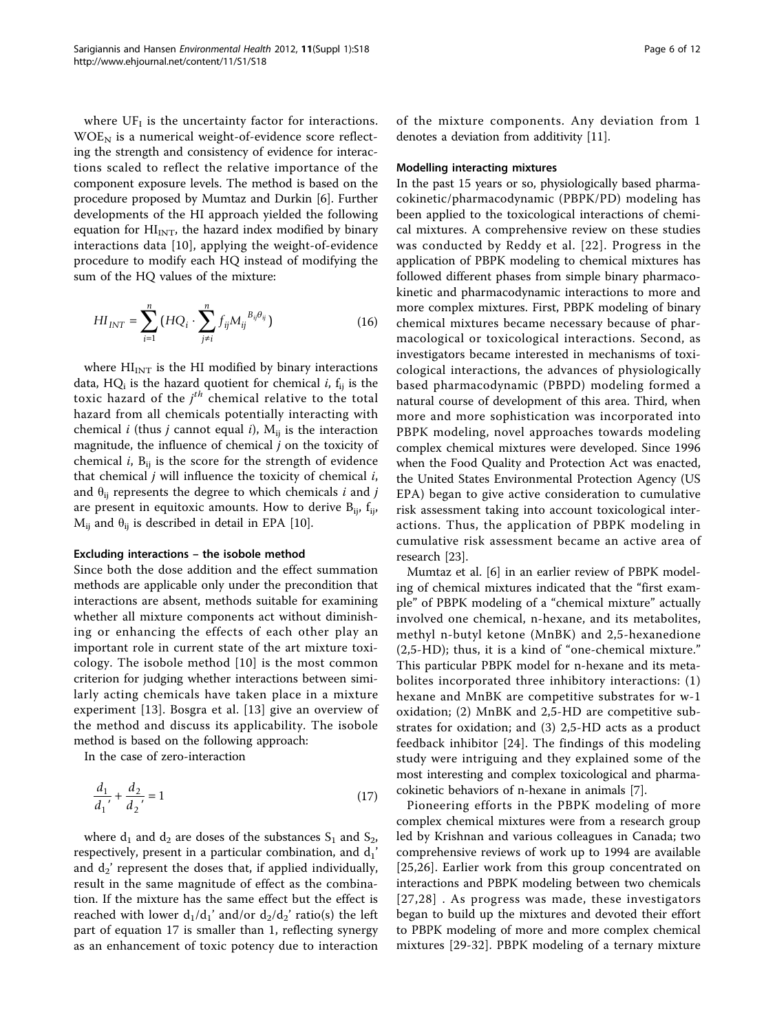where $UF_I$ is the uncertainty factor for interactions. $WOE_N$ is a numerical weight-of-evidence score reflecting the strength and consistency of evidence for interactions scaled to reflect the relative importance of the component exposure levels. The method is based on the procedure proposed by Mumtaz and Durkin [6]. Further developments of the HI approach yielded the following equation for $HI_{INT}$, the hazard index modified by binary interactions data [10], applying the weight-of-evidence procedure to modify each HQ instead of modifying the sum of the HQ values of the mixture:

$$HI_{INT} = \sum_{i=1}^{n} (HQ_i \cdot \sum_{j \neq i}^{n} f_{ij} M_{ij}^{B_{ij}\theta_{ij}}) \tag{16}$$

where $HI_{INT}$ is the HI modified by binary interactions data, $HQ_i$ is the hazard quotient for chemical $i$, $f_{ij}$ is the toxic hazard of the $j^{th}$ chemical relative to the total hazard from all chemicals potentially interacting with chemical $i$ (thus $j$ cannot equal $i$), $M_{ij}$ is the interaction magnitude, the influence of chemical $j$ on the toxicity of chemical $i$, $B_{ij}$ is the score for the strength of evidence that chemical $j$ will influence the toxicity of chemical $i$, and $\theta_{ij}$ represents the degree to which chemicals $i$ and $j$ are present in equitoxic amounts. How to derive $B_{ij}$, $f_{ij}$, $M_{ij}$ and $\theta_{ij}$ is described in detail in EPA [10].

#### Excluding interactions – the isobole method

Since both the dose addition and the effect summation methods are applicable only under the precondition that interactions are absent, methods suitable for examining whether all mixture components act without diminishing or enhancing the effects of each other play an important role in current state of the art mixture toxicology. The isobole method [10] is the most common criterion for judging whether interactions between similarly acting chemicals have taken place in a mixture experiment [13]. Bosgra et al. [13] give an overview of the method and discuss its applicability. The isobole method is based on the following approach:

In the case of zero-interaction

$$\frac{d_1}{d_1'} + \frac{d_2}{d_2'} = 1 \tag{17}$$

where $d_1$ and $d_2$ are doses of the substances $S_1$ and $S_2$, respectively, present in a particular combination, and $d_1'$ and $d_2'$ represent the doses that, if applied individually, result in the same magnitude of effect as the combination. If the mixture has the same effect but the effect is reached with lower $d_1/d_1'$ and/or $d_2/d_2'$ ratio(s) the left part of equation 17 is smaller than 1, reflecting synergy as an enhancement of toxic potency due to interaction of the mixture components. Any deviation from 1 denotes a deviation from additivity [11].

#### Modelling interacting mixtures

In the past 15 years or so, physiologically based pharmacokinetic/pharmacodynamic (PBPK/PD) modeling has been applied to the toxicological interactions of chemical mixtures. A comprehensive review on these studies was conducted by Reddy et al. [22]. Progress in the application of PBPK modeling to chemical mixtures has followed different phases from simple binary pharmacokinetic and pharmacodynamic interactions to more and more complex mixtures. First, PBPK modeling of binary chemical mixtures became necessary because of pharmacological or toxicological interactions. Second, as investigators became interested in mechanisms of toxicological interactions, the advances of physiologically based pharmacodynamic (PBPD) modeling formed a natural course of development of this area. Third, when more and more sophistication was incorporated into PBPK modeling, novel approaches towards modeling complex chemical mixtures were developed. Since 1996 when the Food Quality and Protection Act was enacted, the United States Environmental Protection Agency (US EPA) began to give active consideration to cumulative risk assessment taking into account toxicological interactions. Thus, the application of PBPK modeling in cumulative risk assessment became an active area of research [23].

Mumtaz et al. [6] in an earlier review of PBPK modeling of chemical mixtures indicated that the "first example" of PBPK modeling of a "chemical mixture" actually involved one chemical, n-hexane, and its metabolites, methyl n-butyl ketone (MnBK) and 2,5-hexanedione (2,5-HD); thus, it is a kind of "one-chemical mixture." This particular PBPK model for n-hexane and its metabolites incorporated three inhibitory interactions: (1) hexane and MnBK are competitive substrates for w-1 oxidation; (2) MnBK and 2,5-HD are competitive substrates for oxidation; and (3) 2,5-HD acts as a product feedback inhibitor [24]. The findings of this modeling study were intriguing and they explained some of the most interesting and complex toxicological and pharmacokinetic behaviors of n-hexane in animals [7].

Pioneering efforts in the PBPK modeling of more complex chemical mixtures were from a research group led by Krishnan and various colleagues in Canada; two comprehensive reviews of work up to 1994 are available [25,26]. Earlier work from this group concentrated on interactions and PBPK modeling between two chemicals [27,28] . As progress was made, these investigators began to build up the mixtures and devoted their effort to PBPK modeling of more and more complex chemical mixtures [29-32]. PBPK modeling of a ternary mixture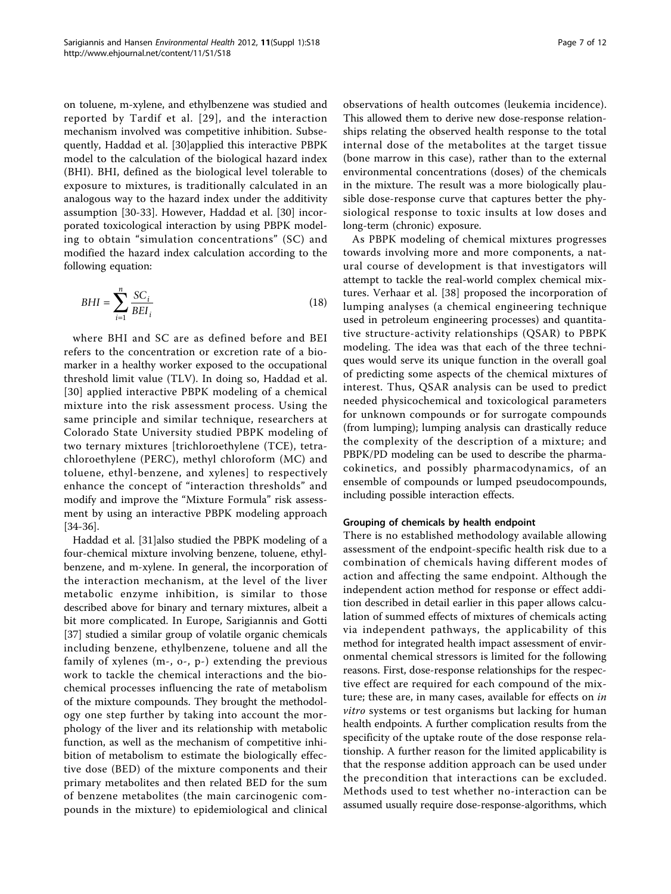on toluene, m-xylene, and ethylbenzene was studied and reported by Tardif et al. [29], and the interaction mechanism involved was competitive inhibition. Subsequently, Haddad et al. [30]applied this interactive PBPK model to the calculation of the biological hazard index (BHI). BHI, defined as the biological level tolerable to exposure to mixtures, is traditionally calculated in an analogous way to the hazard index under the additivity assumption [30-33]. However, Haddad et al. [30] incorporated toxicological interaction by using PBPK modeling to obtain "simulation concentrations" (SC) and modified the hazard index calculation according to the following equation:

$$BHI = \sum_{i=1}^{n} \frac{SC_i}{BEI_i} \tag{18}$$

where BHI and SC are as defined before and BEI refers to the concentration or excretion rate of a biomarker in a healthy worker exposed to the occupational threshold limit value (TLV). In doing so, Haddad et al. [30] applied interactive PBPK modeling of a chemical mixture into the risk assessment process. Using the same principle and similar technique, researchers at Colorado State University studied PBPK modeling of two ternary mixtures [trichloroethylene (TCE), tetrachloroethylene (PERC), methyl chloroform (MC) and toluene, ethyl-benzene, and xylenes] to respectively enhance the concept of "interaction thresholds" and modify and improve the "Mixture Formula" risk assessment by using an interactive PBPK modeling approach [34-36].

Haddad et al. [31]also studied the PBPK modeling of a four-chemical mixture involving benzene, toluene, ethylbenzene, and m-xylene. In general, the incorporation of the interaction mechanism, at the level of the liver metabolic enzyme inhibition, is similar to those described above for binary and ternary mixtures, albeit a bit more complicated. In Europe, Sarigiannis and Gotti [37] studied a similar group of volatile organic chemicals including benzene, ethylbenzene, toluene and all the family of xylenes (m-, o-, p-) extending the previous work to tackle the chemical interactions and the biochemical processes influencing the rate of metabolism of the mixture compounds. They brought the methodology one step further by taking into account the morphology of the liver and its relationship with metabolic function, as well as the mechanism of competitive inhibition of metabolism to estimate the biologically effective dose (BED) of the mixture components and their primary metabolites and then related BED for the sum of benzene metabolites (the main carcinogenic compounds in the mixture) to epidemiological and clinical observations of health outcomes (leukemia incidence). This allowed them to derive new dose-response relationships relating the observed health response to the total internal dose of the metabolites at the target tissue (bone marrow in this case), rather than to the external environmental concentrations (doses) of the chemicals in the mixture. The result was a more biologically plausible dose-response curve that captures better the physiological response to toxic insults at low doses and long-term (chronic) exposure.

As PBPK modeling of chemical mixtures progresses towards involving more and more components, a natural course of development is that investigators will attempt to tackle the real-world complex chemical mixtures. Verhaar et al. [38] proposed the incorporation of lumping analyses (a chemical engineering technique used in petroleum engineering processes) and quantitative structure-activity relationships (QSAR) to PBPK modeling. The idea was that each of the three techniques would serve its unique function in the overall goal of predicting some aspects of the chemical mixtures of interest. Thus, QSAR analysis can be used to predict needed physicochemical and toxicological parameters for unknown compounds or for surrogate compounds (from lumping); lumping analysis can drastically reduce the complexity of the description of a mixture; and PBPK/PD modeling can be used to describe the pharmacokinetics, and possibly pharmacodynamics, of an ensemble of compounds or lumped pseudocompounds, including possible interaction effects.

#### Grouping of chemicals by health endpoint

There is no established methodology available allowing assessment of the endpoint-specific health risk due to a combination of chemicals having different modes of action and affecting the same endpoint. Although the independent action method for response or effect addition described in detail earlier in this paper allows calculation of summed effects of mixtures of chemicals acting via independent pathways, the applicability of this method for integrated health impact assessment of environmental chemical stressors is limited for the following reasons. First, dose-response relationships for the respective effect are required for each compound of the mixture; these are, in many cases, available for effects on *in vitro* systems or test organisms but lacking for human health endpoints. A further complication results from the specificity of the uptake route of the dose response relationship. A further reason for the limited applicability is that the response addition approach can be used under the precondition that interactions can be excluded. Methods used to test whether no-interaction can be assumed usually require dose-response-algorithms, which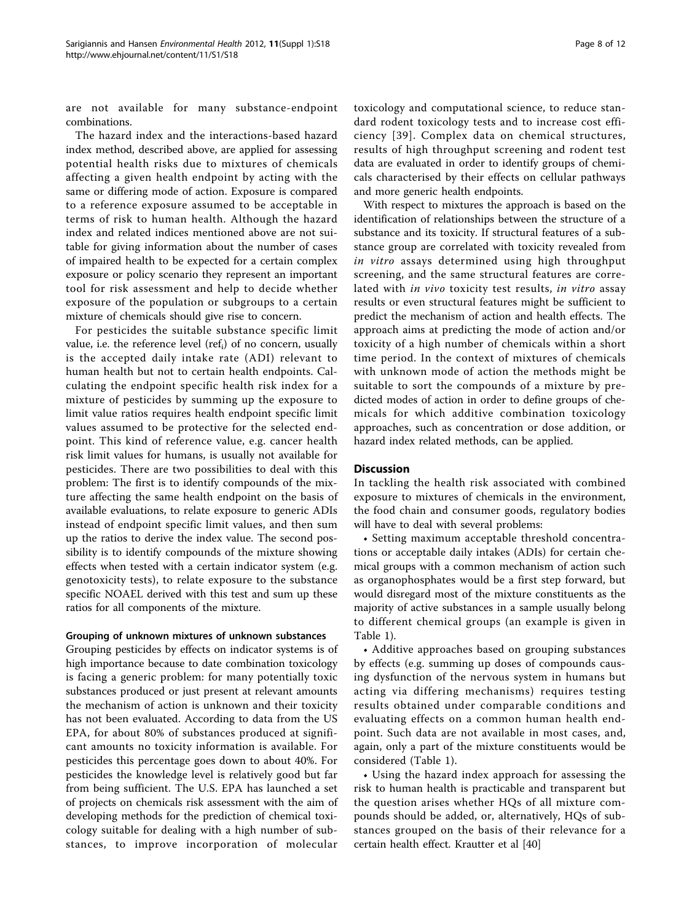are not available for many substance-endpoint combinations.

The hazard index and the interactions-based hazard index method, described above, are applied for assessing potential health risks due to mixtures of chemicals affecting a given health endpoint by acting with the same or differing mode of action. Exposure is compared to a reference exposure assumed to be acceptable in terms of risk to human health. Although the hazard index and related indices mentioned above are not suitable for giving information about the number of cases of impaired health to be expected for a certain complex exposure or policy scenario they represent an important tool for risk assessment and help to decide whether exposure of the population or subgroups to a certain mixture of chemicals should give rise to concern.

For pesticides the suitable substance specific limit value, i.e. the reference level ($ref_i$) of no concern, usually is the accepted daily intake rate (ADI) relevant to human health but not to certain health endpoints. Calculating the endpoint specific health risk index for a mixture of pesticides by summing up the exposure to limit value ratios requires health endpoint specific limit values assumed to be protective for the selected endpoint. This kind of reference value, e.g. cancer health risk limit values for humans, is usually not available for pesticides. There are two possibilities to deal with this problem: The first is to identify compounds of the mixture affecting the same health endpoint on the basis of available evaluations, to relate exposure to generic ADIs instead of endpoint specific limit values, and then sum up the ratios to derive the index value. The second possibility is to identify compounds of the mixture showing effects when tested with a certain indicator system (e.g. genotoxicity tests), to relate exposure to the substance specific NOAEL derived with this test and sum up these ratios for all components of the mixture.

### Grouping of unknown mixtures of unknown substances

Grouping pesticides by effects on indicator systems is of high importance because to date combination toxicology is facing a generic problem: for many potentially toxic substances produced or just present at relevant amounts the mechanism of action is unknown and their toxicity has not been evaluated. According to data from the US EPA, for about 80% of substances produced at significant amounts no toxicity information is available. For pesticides this percentage goes down to about 40%. For pesticides the knowledge level is relatively good but far from being sufficient. The U.S. EPA has launched a set of projects on chemicals risk assessment with the aim of developing methods for the prediction of chemical toxicology suitable for dealing with a high number of substances, to improve incorporation of molecular toxicology and computational science, to reduce standard rodent toxicology tests and to increase cost efficiency [39]. Complex data on chemical structures, results of high throughput screening and rodent test data are evaluated in order to identify groups of chemicals characterised by their effects on cellular pathways and more generic health endpoints.

With respect to mixtures the approach is based on the identification of relationships between the structure of a substance and its toxicity. If structural features of a substance group are correlated with toxicity revealed from *in vitro* assays determined using high throughput screening, and the same structural features are correlated with *in vivo* toxicity test results, *in vitro* assay results or even structural features might be sufficient to predict the mechanism of action and health effects. The approach aims at predicting the mode of action and/or toxicity of a high number of chemicals within a short time period. In the context of mixtures of chemicals with unknown mode of action the methods might be suitable to sort the compounds of a mixture by predicted modes of action in order to define groups of chemicals for which additive combination toxicology approaches, such as concentration or dose addition, or hazard index related methods, can be applied.

## Discussion

In tackling the health risk associated with combined exposure to mixtures of chemicals in the environment, the food chain and consumer goods, regulatory bodies will have to deal with several problems:

- Setting maximum acceptable threshold concentrations or acceptable daily intakes (ADIs) for certain chemical groups with a common mechanism of action such as organophosphates would be a first step forward, but would disregard most of the mixture constituents as the majority of active substances in a sample usually belong to different chemical groups (an example is given in Table 1).
- Additive approaches based on grouping substances by effects (e.g. summing up doses of compounds causing dysfunction of the nervous system in humans but acting via differing mechanisms) requires testing results obtained under comparable conditions and evaluating effects on a common human health endpoint. Such data are not available in most cases, and, again, only a part of the mixture constituents would be considered (Table 1).
- Using the hazard index approach for assessing the risk to human health is practicable and transparent but the question arises whether HQs of all mixture compounds should be added, or, alternatively, HQs of substances grouped on the basis of their relevance for a certain health effect. Krautter et al [40]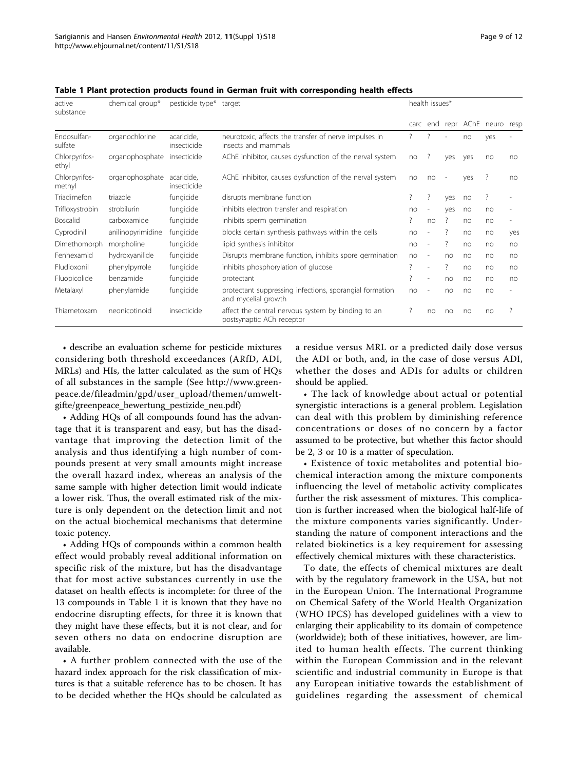**Table 1 Plant protection products found in German fruit with corresponding health effects**

| active substance | chemical group* | pesticide type* | target | health issues* | | | | | |
|---|---|---|---|---|---|---|---|---|---|
| | | | | carc | end | repr | AChE | neuro | resp |
| Endosulfan-sulfate | organochlorine | acaricide, insecticide | neurotoxic, affects the transfer of nerve impulses in insects and mammals | ? | ? | - | no | yes | - |
| Chlorpyrifos-ethyl | organophosphate | insecticide | AChE inhibitor, causes dysfunction of the nerval system | no | ? | yes | yes | no | no |
| Chlorpyrifos-methyl | organophosphate | acaricide, insecticide | AChE inhibitor, causes dysfunction of the nerval system | no | no | - | yes | ? | no |
| Triadimefon | triazole | fungicide | disrupts membrane function | ? | ? | yes | no | ? | - |
| Trifloxystrobin | strobilurin | fungicide | inhibits electron transfer and respiration | no | - | yes | no | no | - |
| Boscalid | carboxamide | fungicide | inhibits sperm germination | ? | no | ? | no | no | - |
| Cyprodinil | anilinopyrimidine | fungicide | blocks certain synthesis pathways within the cells | no | - | ? | no | no | yes |
| Dimethomorph | morpholine | fungicide | lipid synthesis inhibitor | no | - | ? | no | no | no |
| Fenhexamid | hydroxyanilide | fungicide | Disrupts membrane function, inhibits spore germination | no | - | no | no | no | no |
| Fludioxonil | phenylpyrrole | fungicide | inhibits phosphorylation of glucose | ? | - | ? | no | no | no |
| Fluopicolide | benzamide | fungicide | protectant | ? | - | no | no | no | no |
| Metalaxyl | phenylamide | fungicide | protectant suppressing infections, sporangial formation and mycelial growth | no | - | no | no | no | - |
| Thiametoxam | neonicotinoid | insecticide | affect the central nervous system by binding to an postsynaptic ACh receptor | ? | no | no | no | no | ? |

- describe an evaluation scheme for pesticide mixtures considering both threshold exceedances (ARfD, ADI, MRLs) and HIs, the latter calculated as the sum of HQs of all substances in the sample (See http://www.greenpeace.de/fileadmin/gpd/user_upload/themen/umweltgifte/greenpeace_bewertung_pestizide_neu.pdf)
- Adding HQs of all compounds found has the advantage that it is transparent and easy, but has the disadvantage that improving the detection limit of the analysis and thus identifying a high number of compounds present at very small amounts might increase the overall hazard index, whereas an analysis of the same sample with higher detection limit would indicate a lower risk. Thus, the overall estimated risk of the mixture is only dependent on the detection limit and not on the actual biochemical mechanisms that determine toxic potency.
- Adding HQs of compounds within a common health effect would probably reveal additional information on specific risk of the mixture, but has the disadvantage that for most active substances currently in use the dataset on health effects is incomplete: for three of the 13 compounds in Table 1 it is known that they have no endocrine disrupting effects, for three it is known that they might have these effects, but it is not clear, and for seven others no data on endocrine disruption are available.
- A further problem connected with the use of the hazard index approach for the risk classification of mixtures is that a suitable reference has to be chosen. It has to be decided whether the HQs should be calculated as a residue versus MRL or a predicted daily dose versus the ADI or both, and, in the case of dose versus ADI, whether the doses and ADIs for adults or children should be applied.
- The lack of knowledge about actual or potential synergistic interactions is a general problem. Legislation can deal with this problem by diminishing reference concentrations or doses of no concern by a factor assumed to be protective, but whether this factor should be 2, 3 or 10 is a matter of speculation.
- Existence of toxic metabolites and potential biochemical interaction among the mixture components influencing the level of metabolic activity complicates further the risk assessment of mixtures. This complication is further increased when the biological half-life of the mixture components varies significantly. Understanding the nature of component interactions and the related biokinetics is a key requirement for assessing effectively chemical mixtures with these characteristics.

To date, the effects of chemical mixtures are dealt with by the regulatory framework in the USA, but not in the European Union. The International Programme on Chemical Safety of the World Health Organization (WHO IPCS) has developed guidelines with a view to enlarging their applicability to its domain of competence (worldwide); both of these initiatives, however, are limited to human health effects. The current thinking within the European Commission and in the relevant scientific and industrial community in Europe is that any European initiative towards the establishment of guidelines regarding the assessment of chemical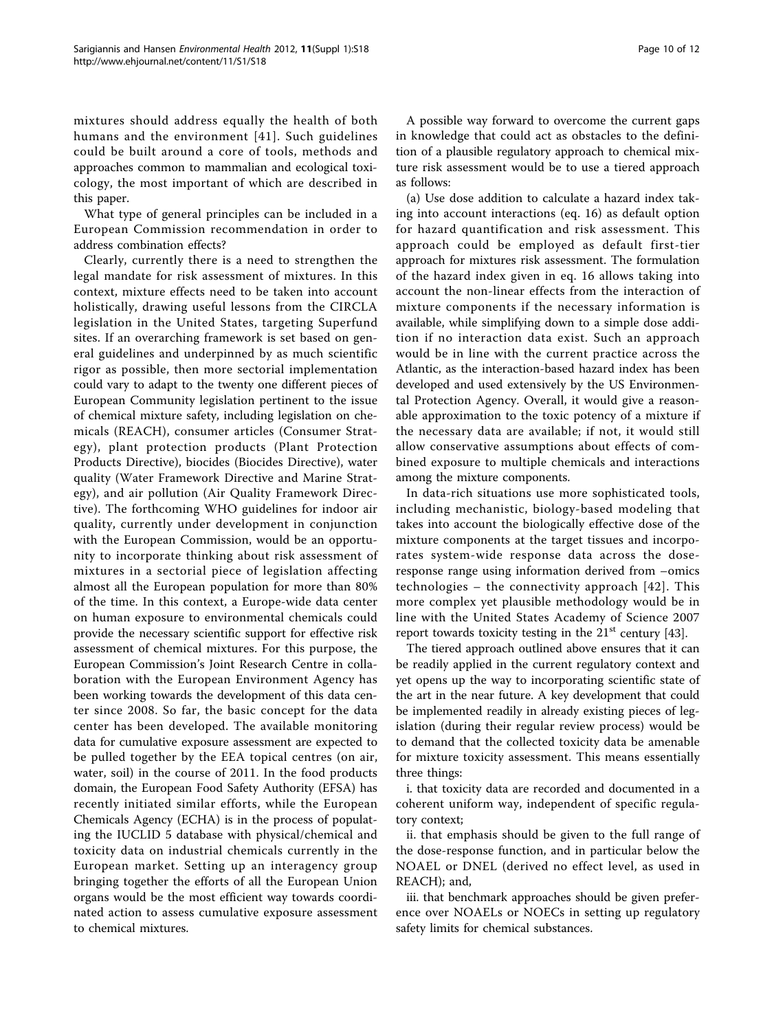mixtures should address equally the health of both humans and the environment [41]. Such guidelines could be built around a core of tools, methods and approaches common to mammalian and ecological toxicology, the most important of which are described in this paper.

What type of general principles can be included in a European Commission recommendation in order to address combination effects?

Clearly, currently there is a need to strengthen the legal mandate for risk assessment of mixtures. In this context, mixture effects need to be taken into account holistically, drawing useful lessons from the CIRCLA legislation in the United States, targeting Superfund sites. If an overarching framework is set based on general guidelines and underpinned by as much scientific rigor as possible, then more sectorial implementation could vary to adapt to the twenty one different pieces of European Community legislation pertinent to the issue of chemical mixture safety, including legislation on chemicals (REACH), consumer articles (Consumer Strategy), plant protection products (Plant Protection Products Directive), biocides (Biocides Directive), water quality (Water Framework Directive and Marine Strategy), and air pollution (Air Quality Framework Directive). The forthcoming WHO guidelines for indoor air quality, currently under development in conjunction with the European Commission, would be an opportunity to incorporate thinking about risk assessment of mixtures in a sectorial piece of legislation affecting almost all the European population for more than 80% of the time. In this context, a Europe-wide data center on human exposure to environmental chemicals could provide the necessary scientific support for effective risk assessment of chemical mixtures. For this purpose, the European Commission's Joint Research Centre in collaboration with the European Environment Agency has been working towards the development of this data center since 2008. So far, the basic concept for the data center has been developed. The available monitoring data for cumulative exposure assessment are expected to be pulled together by the EEA topical centres (on air, water, soil) in the course of 2011. In the food products domain, the European Food Safety Authority (EFSA) has recently initiated similar efforts, while the European Chemicals Agency (ECHA) is in the process of populating the IUCLID 5 database with physical/chemical and toxicity data on industrial chemicals currently in the European market. Setting up an interagency group bringing together the efforts of all the European Union organs would be the most efficient way towards coordinated action to assess cumulative exposure assessment to chemical mixtures.

A possible way forward to overcome the current gaps in knowledge that could act as obstacles to the definition of a plausible regulatory approach to chemical mixture risk assessment would be to use a tiered approach as follows:

(a) Use dose addition to calculate a hazard index taking into account interactions (eq. 16) as default option for hazard quantification and risk assessment. This approach could be employed as default first-tier approach for mixtures risk assessment. The formulation of the hazard index given in eq. 16 allows taking into account the non-linear effects from the interaction of mixture components if the necessary information is available, while simplifying down to a simple dose addition if no interaction data exist. Such an approach would be in line with the current practice across the Atlantic, as the interaction-based hazard index has been developed and used extensively by the US Environmental Protection Agency. Overall, it would give a reasonable approximation to the toxic potency of a mixture if the necessary data are available; if not, it would still allow conservative assumptions about effects of combined exposure to multiple chemicals and interactions among the mixture components.

In data-rich situations use more sophisticated tools, including mechanistic, biology-based modeling that takes into account the biologically effective dose of the mixture components at the target tissues and incorporates system-wide response data across the dose-response range using information derived from –omics technologies – the connectivity approach [42]. This more complex yet plausible methodology would be in line with the United States Academy of Science 2007 report towards toxicity testing in the 21$^{st}$ century [43].

The tiered approach outlined above ensures that it can be readily applied in the current regulatory context and yet opens up the way to incorporating scientific state of the art in the near future. A key development that could be implemented readily in already existing pieces of legislation (during their regular review process) would be to demand that the collected toxicity data be amenable for mixture toxicity assessment. This means essentially three things:

i. that toxicity data are recorded and documented in a coherent uniform way, independent of specific regulatory context;

ii. that emphasis should be given to the full range of the dose-response function, and in particular below the NOAEL or DNEL (derived no effect level, as used in REACH); and,

iii. that benchmark approaches should be given preference over NOAELs or NOECs in setting up regulatory safety limits for chemical substances.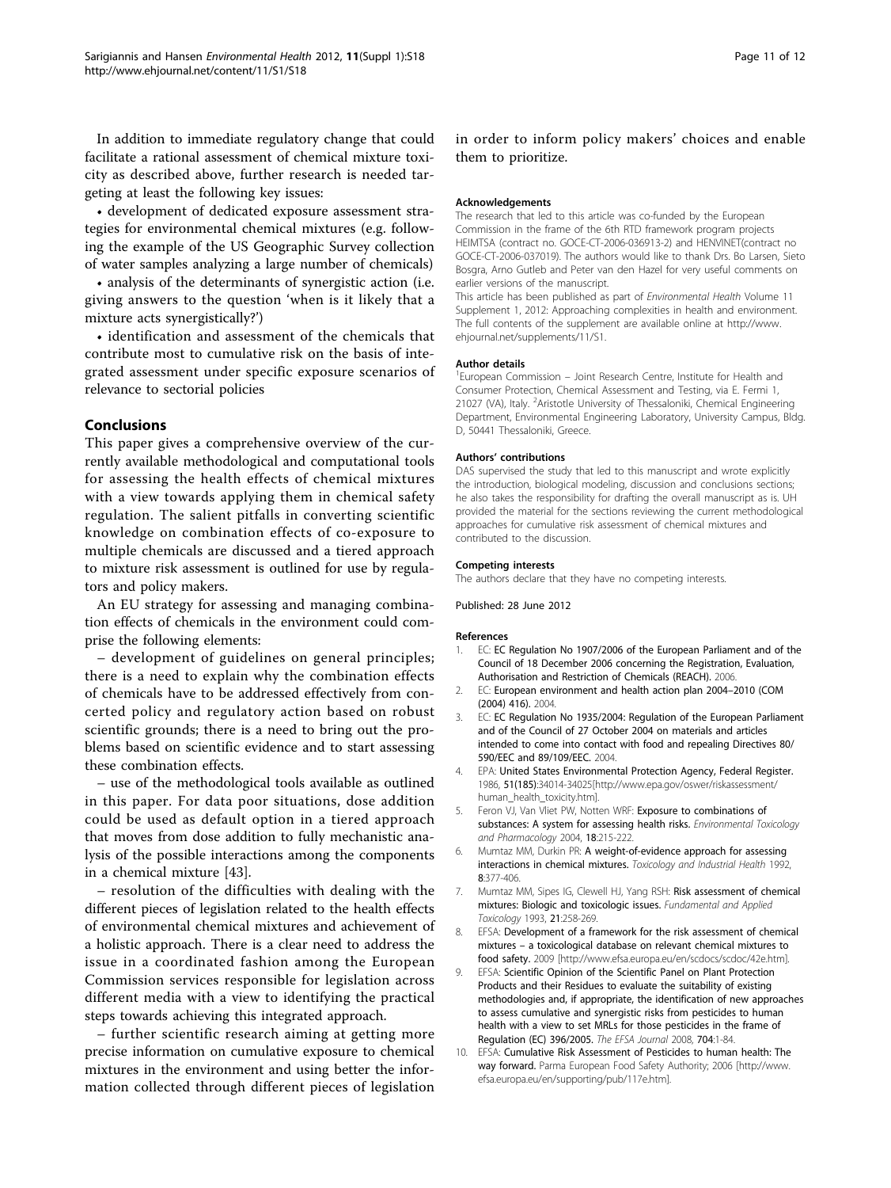In addition to immediate regulatory change that could facilitate a rational assessment of chemical mixture toxicity as described above, further research is needed targeting at least the following key issues:

• development of dedicated exposure assessment strategies for environmental chemical mixtures (e.g. following the example of the US Geographic Survey collection of water samples analyzing a large number of chemicals)

• analysis of the determinants of synergistic action (i.e. giving answers to the question 'when is it likely that a mixture acts synergistically?')

• identification and assessment of the chemicals that contribute most to cumulative risk on the basis of integrated assessment under specific exposure scenarios of relevance to sectorial policies

## Conclusions

This paper gives a comprehensive overview of the currently available methodological and computational tools for assessing the health effects of chemical mixtures with a view towards applying them in chemical safety regulation. The salient pitfalls in converting scientific knowledge on combination effects of co-exposure to multiple chemicals are discussed and a tiered approach to mixture risk assessment is outlined for use by regulators and policy makers.

An EU strategy for assessing and managing combination effects of chemicals in the environment could comprise the following elements:

– development of guidelines on general principles; there is a need to explain why the combination effects of chemicals have to be addressed effectively from concerted policy and regulatory action based on robust scientific grounds; there is a need to bring out the problems based on scientific evidence and to start assessing these combination effects.

– use of the methodological tools available as outlined in this paper. For data poor situations, dose addition could be used as default option in a tiered approach that moves from dose addition to fully mechanistic analysis of the possible interactions among the components in a chemical mixture [43].

– resolution of the difficulties with dealing with the different pieces of legislation related to the health effects of environmental chemical mixtures and achievement of a holistic approach. There is a clear need to address the issue in a coordinated fashion among the European Commission services responsible for legislation across different media with a view to identifying the practical steps towards achieving this integrated approach.

– further scientific research aiming at getting more precise information on cumulative exposure to chemical mixtures in the environment and using better the information collected through different pieces of legislation in order to inform policy makers' choices and enable them to prioritize.

#### Acknowledgements

The research that led to this article was co-funded by the European Commission in the frame of the 6th RTD framework program projects HEIMTSA (contract no. GOCE-CT-2006-036913-2) and HENVINET(contract no GOCE-CT-2006-037019). The authors would like to thank Drs. Bo Larsen, Sieto Bosgra, Arno Gutleb and Peter van den Hazel for very useful comments on earlier versions of the manuscript.

This article has been published as part of *Environmental Health* Volume 11 Supplement 1, 2012: Approaching complexities in health and environment. The full contents of the supplement are available online at http://www.ehjournal.net/supplements/11/S1.

#### Author details

[1]European Commission – Joint Research Centre, Institute for Health and Consumer Protection, Chemical Assessment and Testing, via E. Fermi 1, 21027 (VA), Italy. [2]Aristotle University of Thessaloniki, Chemical Engineering Department, Environmental Engineering Laboratory, University Campus, Bldg. D, 50441 Thessaloniki, Greece.

#### Authors' contributions

DAS supervised the study that led to this manuscript and wrote explicitly the introduction, biological modeling, discussion and conclusions sections; he also takes the responsibility for drafting the overall manuscript as is. UH provided the material for the sections reviewing the current methodological approaches for cumulative risk assessment of chemical mixtures and contributed to the discussion.

#### Competing interests

The authors declare that they have no competing interests.

Published: 28 June 2012

#### References

1. EC: **EC Regulation No 1907/2006 of the European Parliament and of the Council of 18 December 2006 concerning the Registration, Evaluation, Authorisation and Restriction of Chemicals (REACH).** 2006.
2. EC: **European environment and health action plan 2004–2010 (COM (2004) 416).** 2004.
3. EC: **EC Regulation No 1935/2004: Regulation of the European Parliament and of the Council of 27 October 2004 on materials and articles intended to come into contact with food and repealing Directives 80/590/EEC and 89/109/EEC.** 2004.
4. EPA: **United States Environmental Protection Agency, Federal Register.** 1986, **51(185)**:34014-34025[http://www.epa.gov/oswer/riskassessment/human_health_toxicity.htm].
5. Feron VJ, Van Vliet PW, Notten WRF: **Exposure to combinations of substances: A system for assessing health risks.** *Environmental Toxicology and Pharmacology* 2004, **18**:215-222.
6. Mumtaz MM, Durkin PR: **A weight-of-evidence approach for assessing interactions in chemical mixtures.** *Toxicology and Industrial Health* 1992, **8**:377-406.
7. Mumtaz MM, Sipes IG, Clewell HJ, Yang RSH: **Risk assessment of chemical mixtures: Biologic and toxicologic issues.** *Fundamental and Applied Toxicology* 1993, **21**:258-269.
8. EFSA: **Development of a framework for the risk assessment of chemical mixtures – a toxicological database on relevant chemical mixtures to food safety.** 2009 [http://www.efsa.europa.eu/en/scdocs/scdoc/42e.htm].
9. EFSA: **Scientific Opinion of the Scientific Panel on Plant Protection Products and their Residues to evaluate the suitability of existing methodologies and, if appropriate, the identification of new approaches to assess cumulative and synergistic risks from pesticides to human health with a view to set MRLs for those pesticides in the frame of Regulation (EC) 396/2005.** *The EFSA Journal* 2008, **704**:1-84.
10. EFSA: **Cumulative Risk Assessment of Pesticides to human health: The way forward.** Parma European Food Safety Authority; 2006 [http://www.efsa.europa.eu/en/supporting/pub/117e.htm].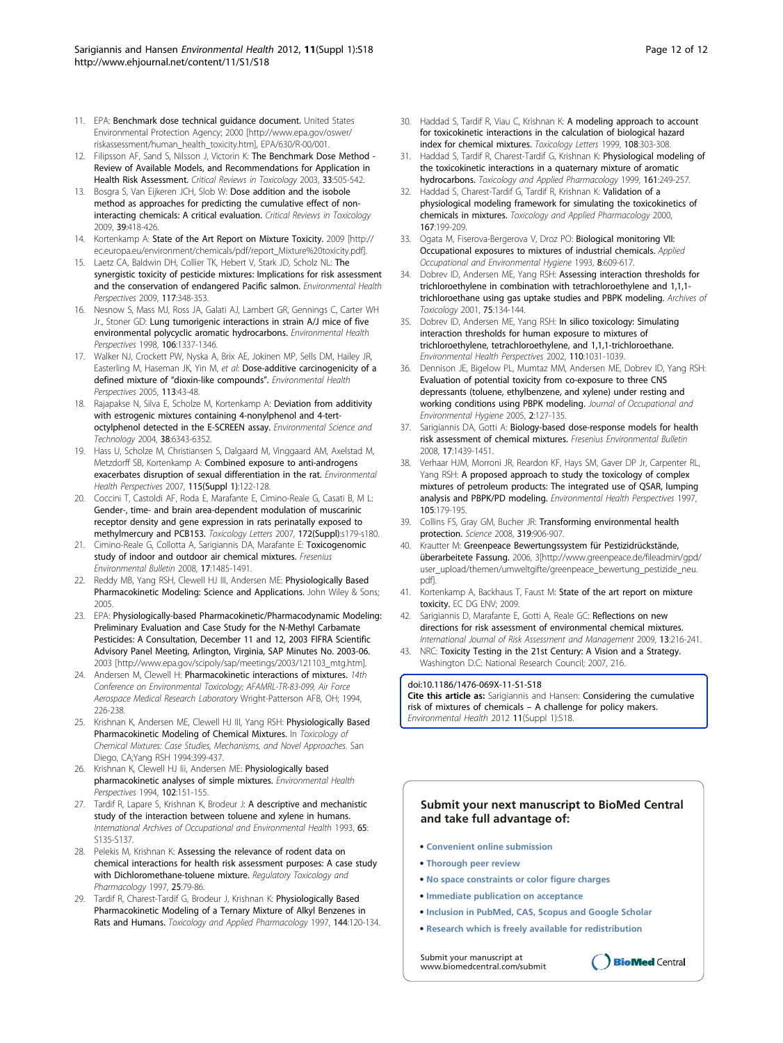11. EPA: **Benchmark dose technical guidance document.** United States Environmental Protection Agency; 2000 [http://www.epa.gov/oswer/riskassessment/human_health_toxicity.htm], EPA/630/R-00/001.
12. Filipsson AF, Sand S, Nilsson J, Victorin K: **The Benchmark Dose Method - Review of Available Models, and Recommendations for Application in Health Risk Assessment.** *Critical Reviews in Toxicology* 2003, **33**:505-542.
13. Bosgra S, Van Eijkeren JCH, Slob W: **Dose addition and the isobole method as approaches for predicting the cumulative effect of non-interacting chemicals: A critical evaluation.** *Critical Reviews in Toxicology* 2009, **39**:418-426.
14. Kortenkamp A: **State of the Art Report on Mixture Toxicity.** 2009 [http://ec.europa.eu/environment/chemicals/pdf/report_Mixture%20toxicity.pdf].
15. Laetz CA, Baldwin DH, Collier TK, Hebert V, Stark JD, Scholz NL: **The synergistic toxicity of pesticide mixtures: Implications for risk assessment and the conservation of endangered Pacific salmon.** *Environmental Health Perspectives* 2009, **117**:348-353.
16. Nesnow S, Mass MJ, Ross JA, Galati AJ, Lambert GR, Gennings C, Carter WH Jr., Stoner GD: **Lung tumorigenic interactions in strain A/J mice of five environmental polycyclic aromatic hydrocarbons.** *Environmental Health Perspectives* 1998, **106**:1337-1346.
17. Walker NJ, Crockett PW, Nyska A, Brix AE, Jokinen MP, Sells DM, Hailey JR, Easterling M, Haseman JK, Yin M, *et al*: **Dose-additive carcinogenicity of a defined mixture of "dioxin-like compounds".** *Environmental Health Perspectives* 2005, **113**:43-48.
18. Rajapakse N, Silva E, Scholze M, Kortenkamp A: **Deviation from additivity with estrogenic mixtures containing 4-nonylphenol and 4-tert-octylphenol detected in the E-SCREEN assay.** *Environmental Science and Technology* 2004, **38**:6343-6352.
19. Hass U, Scholze M, Christiansen S, Dalgaard M, Vinggaard AM, Axelstad M, Metzdorff SB, Kortenkamp A: **Combined exposure to anti-androgens exacerbates disruption of sexual differentiation in the rat.** *Environmental Health Perspectives* 2007, **115(Suppl 1)**:122-128.
20. Coccini T, Castoldi AF, Roda E, Marafante E, Cimino-Reale G, Casati B, M L: **Gender-, time- and brain area-dependent modulation of muscarinic receptor density and gene expression in rats perinatally exposed to methylmercury and PCB153.** *Toxicology Letters* 2007, **172(Suppl)**:s179-s180.
21. Cimino-Reale G, Collotta A, Sarigiannis DA, Marafante E: **Toxicogenomic study of indoor and outdoor air chemical mixtures.** *Fresenius Environmental Bulletin* 2008, **17**:1485-1491.
22. Reddy MB, Yang RSH, Clewell HJ III, Andersen ME: **Physiologically Based Pharmacokinetic Modeling: Science and Applications.** John Wiley & Sons; 2005.
23. EPA: **Physiologically-based Pharmacokinetic/Pharmacodynamic Modeling: Preliminary Evaluation and Case Study for the N-Methyl Carbamate Pesticides: A Consultation, December 11 and 12, 2003 FIFRA Scientific Advisory Panel Meeting, Arlington, Virginia, SAP Minutes No. 2003-06.** 2003 [http://www.epa.gov/scipoly/sap/meetings/2003/121103_mtg.htm].
24. Andersen M, Clewell H: **Pharmacokinetic interactions of mixtures.** *14th Conference on Environmental Toxicology; AFAMRL-TR-83-099, Air Force Aerospace Medical Research Laboratory* Wright-Patterson AFB, OH; 1994, 226-238.
25. Krishnan K, Andersen ME, Clewell HJ III, Yang RSH: **Physiologically Based Pharmacokinetic Modeling of Chemical Mixtures.** In *Toxicology of Chemical Mixtures: Case Studies, Mechanisms, and Novel Approaches.* San Diego, CA;Yang RSH 1994:399-437.
26. Krishnan K, Clewell HJ Iii, Andersen ME: **Physiologically based pharmacokinetic analyses of simple mixtures.** *Environmental Health Perspectives* 1994, **102**:151-155.
27. Tardif R, Lapare S, Krishnan K, Brodeur J: **A descriptive and mechanistic study of the interaction between toluene and xylene in humans.** *International Archives of Occupational and Environmental Health* 1993, **65**: S135-S137.
28. Pelekis M, Krishnan K: **Assessing the relevance of rodent data on chemical interactions for health risk assessment purposes: A case study with Dichloromethane-toluene mixture.** *Regulatory Toxicology and Pharmacology* 1997, **25**:79-86.
29. Tardif R, Charest-Tardif G, Brodeur J, Krishnan K: **Physiologically Based Pharmacokinetic Modeling of a Ternary Mixture of Alkyl Benzenes in Rats and Humans.** *Toxicology and Applied Pharmacology* 1997, **144**:120-134.
30. Haddad S, Tardif R, Viau C, Krishnan K: **A modeling approach to account for toxicokinetic interactions in the calculation of biological hazard index for chemical mixtures.** *Toxicology Letters* 1999, **108**:303-308.
31. Haddad S, Tardif R, Charest-Tardif G, Krishnan K: **Physiological modeling of the toxicokinetic interactions in a quaternary mixture of aromatic hydrocarbons.** *Toxicology and Applied Pharmacology* 1999, **161**:249-257.
32. Haddad S, Charest-Tardif G, Tardif R, Krishnan K: **Validation of a physiological modeling framework for simulating the toxicokinetics of chemicals in mixtures.** *Toxicology and Applied Pharmacology* 2000, **167**:199-209.
33. Ogata M, Fiserova-Bergerova V, Droz PO: **Biological monitoring VII: Occupational exposures to mixtures of industrial chemicals.** *Applied Occupational and Environmental Hygiene* 1993, **8**:609-617.
34. Dobrev ID, Andersen ME, Yang RSH: **Assessing interaction thresholds for trichloroethylene in combination with tetrachloroethylene and 1,1,1-trichloroethane using gas uptake studies and PBPK modeling.** *Archives of Toxicology* 2001, **75**:134-144.
35. Dobrev ID, Andersen ME, Yang RSH: **In silico toxicology: Simulating interaction thresholds for human exposure to mixtures of trichloroethylene, tetrachloroethylene, and 1,1,1-trichloroethane.** *Environmental Health Perspectives* 2002, **110**:1031-1039.
36. Dennison JE, Bigelow PL, Mumtaz MM, Andersen ME, Dobrev ID, Yang RSH: **Evaluation of potential toxicity from co-exposure to three CNS depressants (toluene, ethylbenzene, and xylene) under resting and working conditions using PBPK modeling.** *Journal of Occupational and Environmental Hygiene* 2005, **2**:127-135.
37. Sarigiannis DA, Gotti A: **Biology-based dose-response models for health risk assessment of chemical mixtures.** *Fresenius Environmental Bulletin* 2008, **17**:1439-1451.
38. Verhaar HJM, Morroni JR, Reardon KF, Hays SM, Gaver DP Jr, Carpenter RL, Yang RSH: **A proposed approach to study the toxicology of complex mixtures of petroleum products: The integrated use of QSAR, lumping analysis and PBPK/PD modeling.** *Environmental Health Perspectives* 1997, **105**:179-195.
39. Collins FS, Gray GM, Bucher JR: **Transforming environmental health protection.** *Science* 2008, **319**:906-907.
40. Krautter M: **Greenpeace Bewertungssystem für Pestizidrückstände, überarbeitete Fassung.** 2006, 3[http://www.greenpeace.de/fileadmin/gpd/user_upload/themen/umweltgifte/greenpeace_bewertung_pestizide_neu.pdf].
41. Kortenkamp A, Backhaus T, Faust M: **State of the art report on mixture toxicity.** EC DG ENV; 2009.
42. Sarigiannis D, Marafante E, Gotti A, Reale GC: **Reflections on new directions for risk assessment of environmental chemical mixtures.** *International Journal of Risk Assessment and Management* 2009, **13**:216-241.
43. NRC: **Toxicity Testing in the 21st Century: A Vision and a Strategy.** Washington D.C.: National Research Council; 2007, 216.

doi:10.1186/1476-069X-11-S1-S18
**Cite this article as:** Sarigiannis and Hansen: **Considering the cumulative risk of mixtures of chemicals – A challenge for policy makers.** *Environmental Health* 2012 **11**(Suppl 1):S18.

**Submit your next manuscript to BioMed Central and take full advantage of:**

- **Convenient online submission**
- **Thorough peer review**
- **No space constraints or color figure charges**
- **Immediate publication on acceptance**
- **Inclusion in PubMed, CAS, Scopus and Google Scholar**
- **Research which is freely available for redistribution**

Submit your manuscript at www.biomedcentral.com/submit

BioMed Central